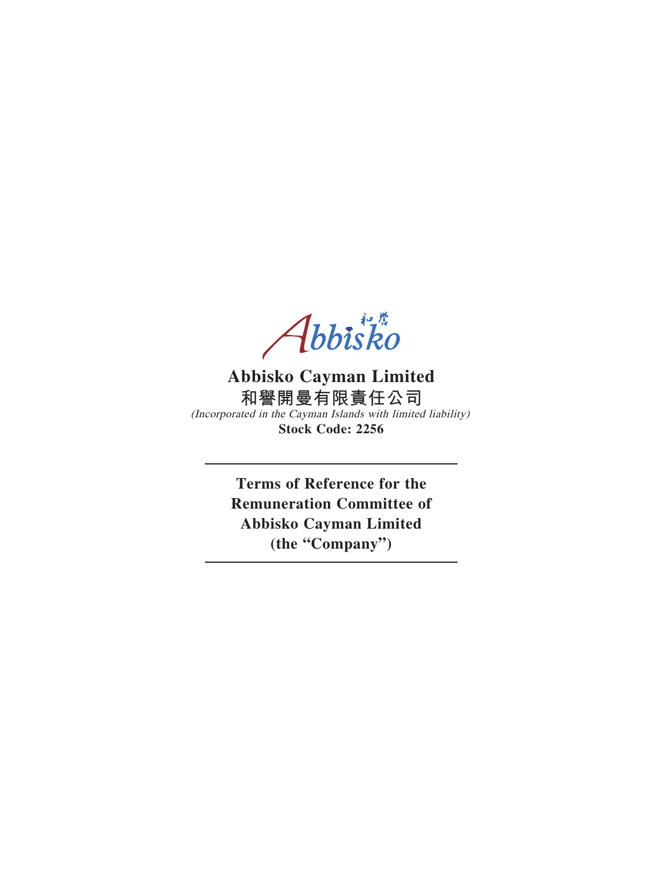# Abbisko Cayman Limited

# 和譽開曼有限責任公司

*(Incorporated in the Cayman Islands with limited liability)*

**Stock Code: 2256**

---

## Terms of Reference for the Remuneration Committee of Abbisko Cayman Limited (the "Company")

---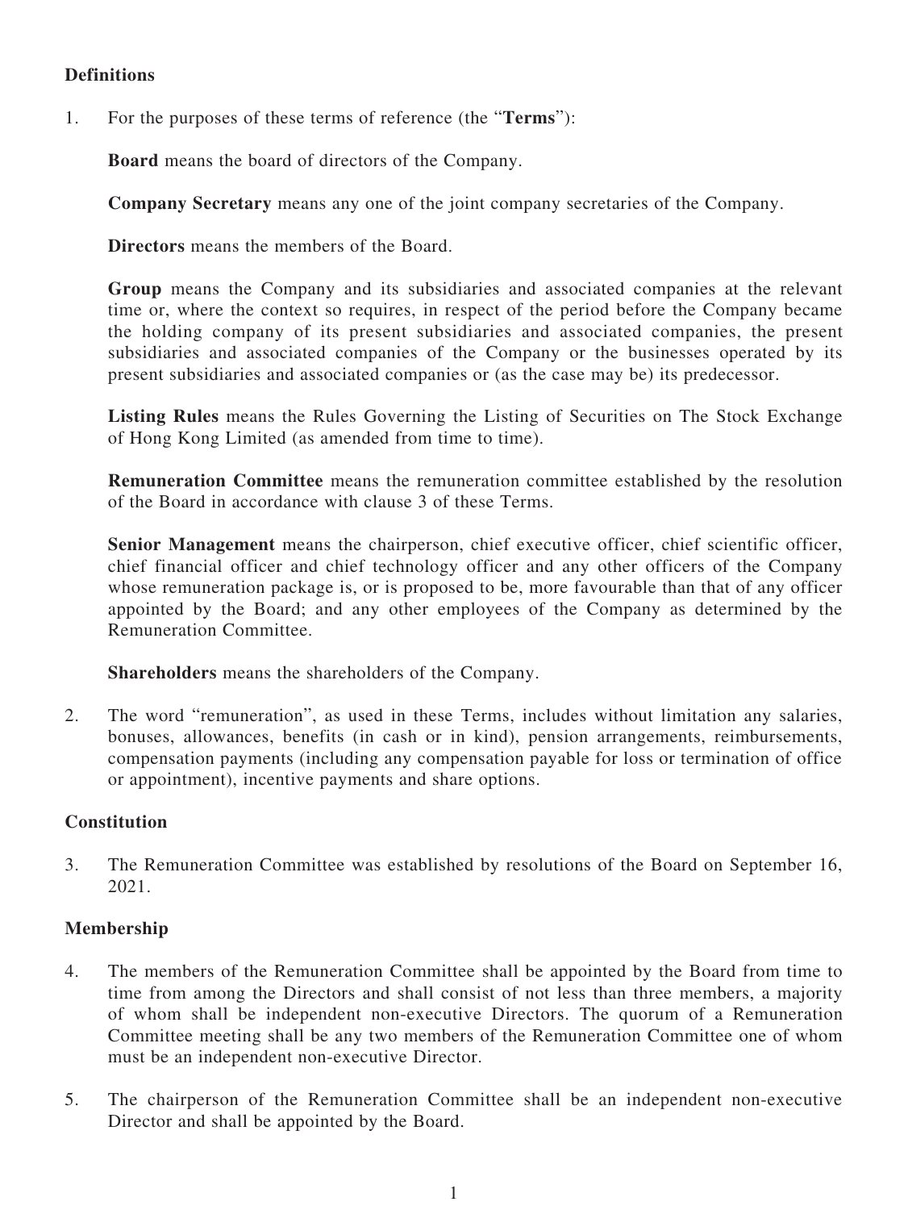## Definitions

1. For the purposes of these terms of reference (the "**Terms**"):

   **Board** means the board of directors of the Company.

   **Company Secretary** means any one of the joint company secretaries of the Company.

   **Directors** means the members of the Board.

   **Group** means the Company and its subsidiaries and associated companies at the relevant time or, where the context so requires, in respect of the period before the Company became the holding company of its present subsidiaries and associated companies, the present subsidiaries and associated companies of the Company or the businesses operated by its present subsidiaries and associated companies or (as the case may be) its predecessor.

   **Listing Rules** means the Rules Governing the Listing of Securities on The Stock Exchange of Hong Kong Limited (as amended from time to time).

   **Remuneration Committee** means the remuneration committee established by the resolution of the Board in accordance with clause 3 of these Terms.

   **Senior Management** means the chairperson, chief executive officer, chief scientific officer, chief financial officer and chief technology officer and any other officers of the Company whose remuneration package is, or is proposed to be, more favourable than that of any officer appointed by the Board; and any other employees of the Company as determined by the Remuneration Committee.

   **Shareholders** means the shareholders of the Company.

2. The word "remuneration", as used in these Terms, includes without limitation any salaries, bonuses, allowances, benefits (in cash or in kind), pension arrangements, reimbursements, compensation payments (including any compensation payable for loss or termination of office or appointment), incentive payments and share options.

## Constitution

3. The Remuneration Committee was established by resolutions of the Board on September 16, 2021.

## Membership

4. The members of the Remuneration Committee shall be appointed by the Board from time to time from among the Directors and shall consist of not less than three members, a majority of whom shall be independent non-executive Directors. The quorum of a Remuneration Committee meeting shall be any two members of the Remuneration Committee one of whom must be an independent non-executive Director.

5. The chairperson of the Remuneration Committee shall be an independent non-executive Director and shall be appointed by the Board.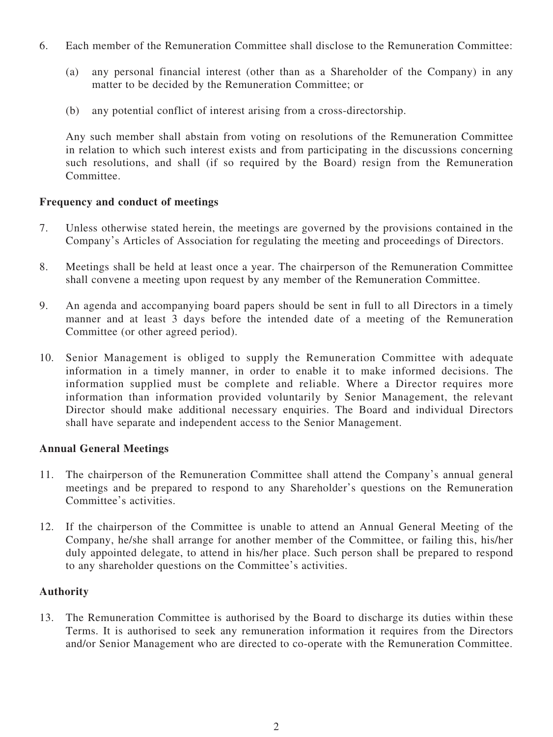6. Each member of the Remuneration Committee shall disclose to the Remuneration Committee:

   (a) any personal financial interest (other than as a Shareholder of the Company) in any matter to be decided by the Remuneration Committee; or

   (b) any potential conflict of interest arising from a cross-directorship.

   Any such member shall abstain from voting on resolutions of the Remuneration Committee in relation to which such interest exists and from participating in the discussions concerning such resolutions, and shall (if so required by the Board) resign from the Remuneration Committee.

**Frequency and conduct of meetings**

7. Unless otherwise stated herein, the meetings are governed by the provisions contained in the Company's Articles of Association for regulating the meeting and proceedings of Directors.

8. Meetings shall be held at least once a year. The chairperson of the Remuneration Committee shall convene a meeting upon request by any member of the Remuneration Committee.

9. An agenda and accompanying board papers should be sent in full to all Directors in a timely manner and at least 3 days before the intended date of a meeting of the Remuneration Committee (or other agreed period).

10. Senior Management is obliged to supply the Remuneration Committee with adequate information in a timely manner, in order to enable it to make informed decisions. The information supplied must be complete and reliable. Where a Director requires more information than information provided voluntarily by Senior Management, the relevant Director should make additional necessary enquiries. The Board and individual Directors shall have separate and independent access to the Senior Management.

**Annual General Meetings**

11. The chairperson of the Remuneration Committee shall attend the Company's annual general meetings and be prepared to respond to any Shareholder's questions on the Remuneration Committee's activities.

12. If the chairperson of the Committee is unable to attend an Annual General Meeting of the Company, he/she shall arrange for another member of the Committee, or failing this, his/her duly appointed delegate, to attend in his/her place. Such person shall be prepared to respond to any shareholder questions on the Committee's activities.

**Authority**

13. The Remuneration Committee is authorised by the Board to discharge its duties within these Terms. It is authorised to seek any remuneration information it requires from the Directors and/or Senior Management who are directed to co-operate with the Remuneration Committee.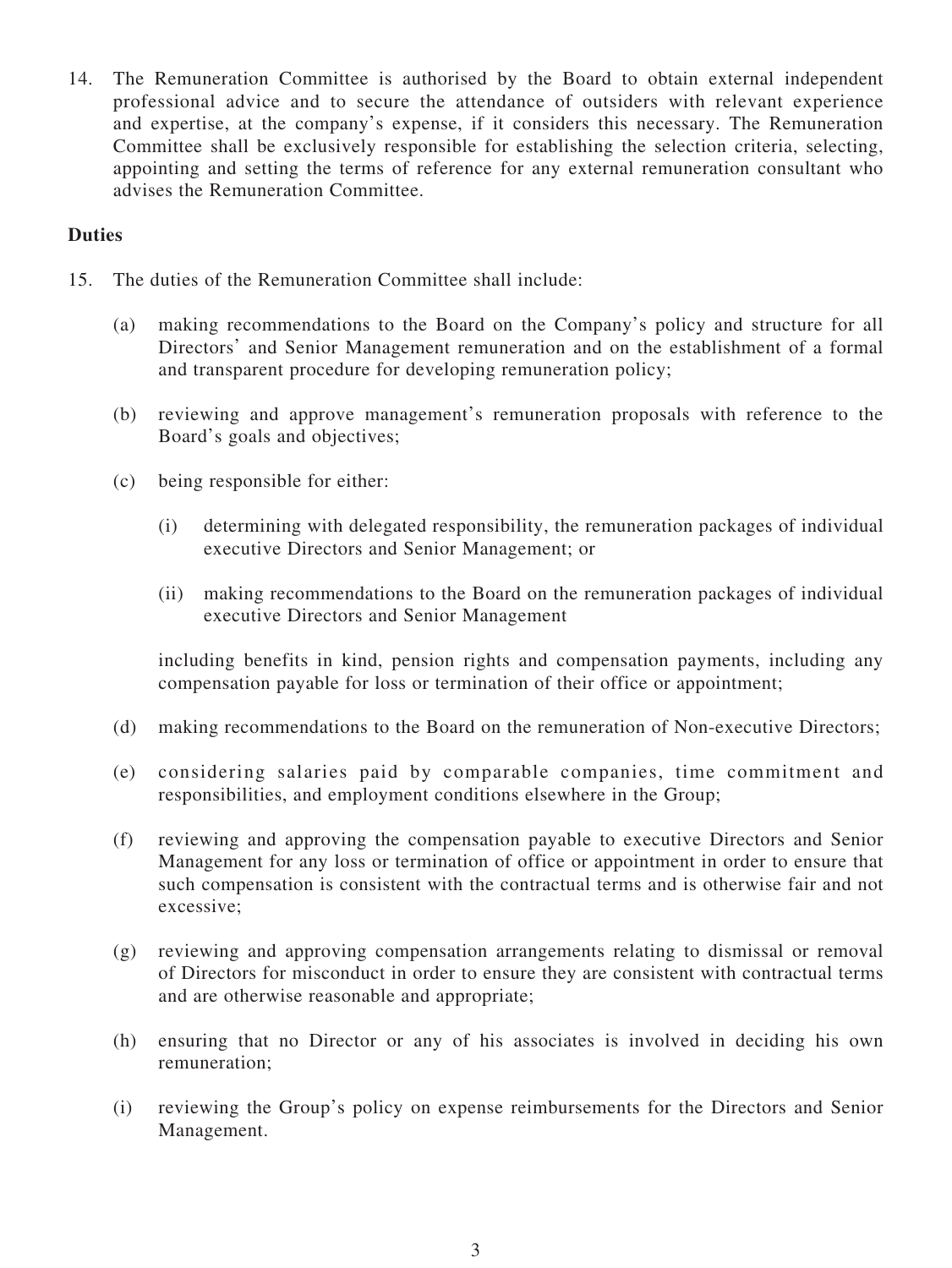14. The Remuneration Committee is authorised by the Board to obtain external independent professional advice and to secure the attendance of outsiders with relevant experience and expertise, at the company's expense, if it considers this necessary. The Remuneration Committee shall be exclusively responsible for establishing the selection criteria, selecting, appointing and setting the terms of reference for any external remuneration consultant who advises the Remuneration Committee.

**Duties**

15. The duties of the Remuneration Committee shall include:

    (a) making recommendations to the Board on the Company's policy and structure for all Directors' and Senior Management remuneration and on the establishment of a formal and transparent procedure for developing remuneration policy;

    (b) reviewing and approve management's remuneration proposals with reference to the Board's goals and objectives;

    (c) being responsible for either:

        (i) determining with delegated responsibility, the remuneration packages of individual executive Directors and Senior Management; or

        (ii) making recommendations to the Board on the remuneration packages of individual executive Directors and Senior Management

        including benefits in kind, pension rights and compensation payments, including any compensation payable for loss or termination of their office or appointment;

    (d) making recommendations to the Board on the remuneration of Non-executive Directors;

    (e) considering salaries paid by comparable companies, time commitment and responsibilities, and employment conditions elsewhere in the Group;

    (f) reviewing and approving the compensation payable to executive Directors and Senior Management for any loss or termination of office or appointment in order to ensure that such compensation is consistent with the contractual terms and is otherwise fair and not excessive;

    (g) reviewing and approving compensation arrangements relating to dismissal or removal of Directors for misconduct in order to ensure they are consistent with contractual terms and are otherwise reasonable and appropriate;

    (h) ensuring that no Director or any of his associates is involved in deciding his own remuneration;

    (i) reviewing the Group's policy on expense reimbursements for the Directors and Senior Management.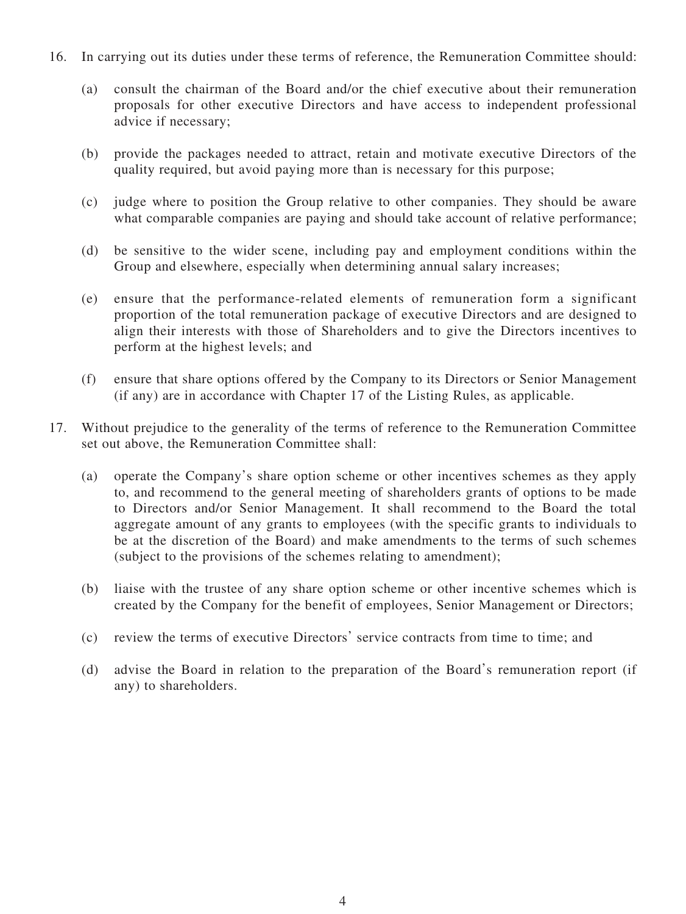16. In carrying out its duties under these terms of reference, the Remuneration Committee should:

    (a) consult the chairman of the Board and/or the chief executive about their remuneration proposals for other executive Directors and have access to independent professional advice if necessary;

    (b) provide the packages needed to attract, retain and motivate executive Directors of the quality required, but avoid paying more than is necessary for this purpose;

    (c) judge where to position the Group relative to other companies. They should be aware what comparable companies are paying and should take account of relative performance;

    (d) be sensitive to the wider scene, including pay and employment conditions within the Group and elsewhere, especially when determining annual salary increases;

    (e) ensure that the performance-related elements of remuneration form a significant proportion of the total remuneration package of executive Directors and are designed to align their interests with those of Shareholders and to give the Directors incentives to perform at the highest levels; and

    (f) ensure that share options offered by the Company to its Directors or Senior Management (if any) are in accordance with Chapter 17 of the Listing Rules, as applicable.

17. Without prejudice to the generality of the terms of reference to the Remuneration Committee set out above, the Remuneration Committee shall:

    (a) operate the Company's share option scheme or other incentives schemes as they apply to, and recommend to the general meeting of shareholders grants of options to be made to Directors and/or Senior Management. It shall recommend to the Board the total aggregate amount of any grants to employees (with the specific grants to individuals to be at the discretion of the Board) and make amendments to the terms of such schemes (subject to the provisions of the schemes relating to amendment);

    (b) liaise with the trustee of any share option scheme or other incentive schemes which is created by the Company for the benefit of employees, Senior Management or Directors;

    (c) review the terms of executive Directors' service contracts from time to time; and

    (d) advise the Board in relation to the preparation of the Board's remuneration report (if any) to shareholders.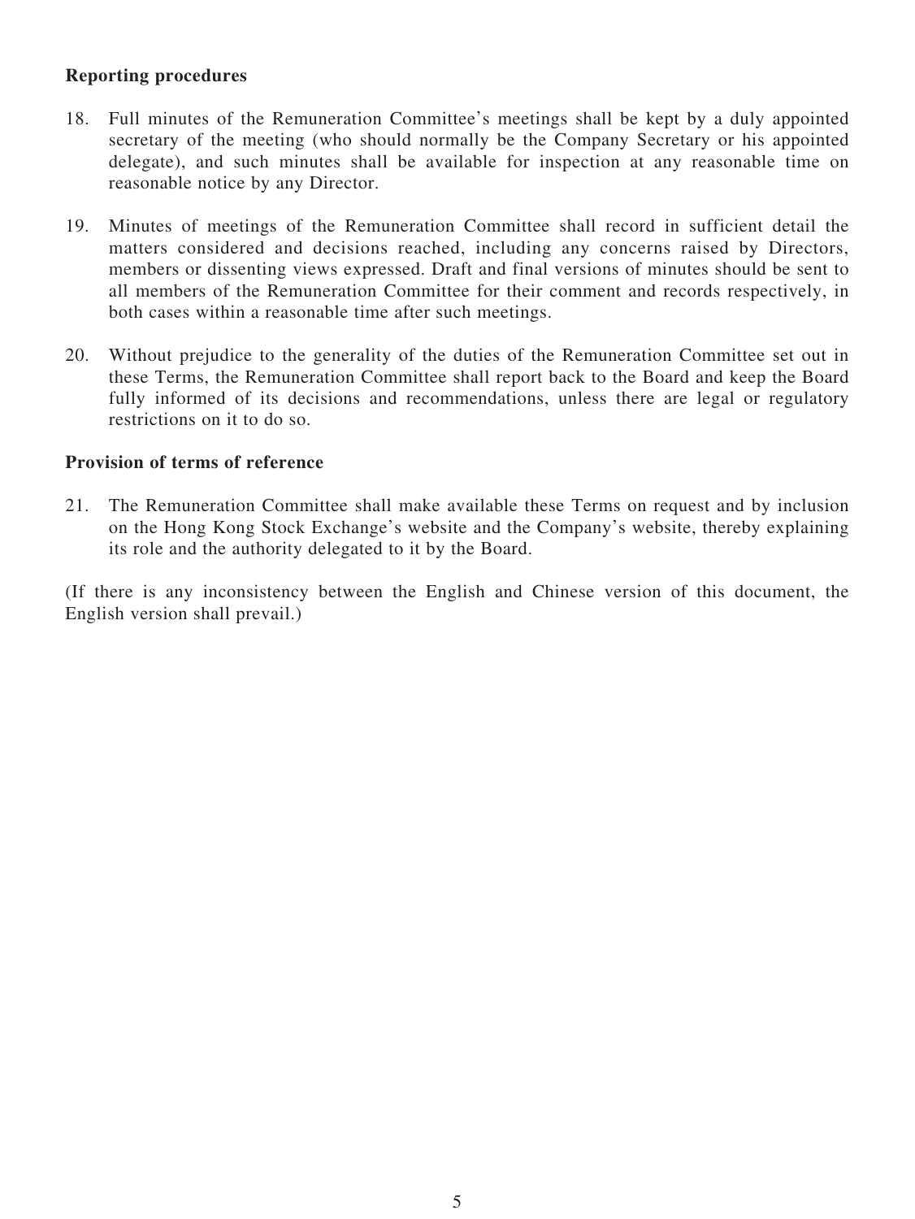**Reporting procedures**

18. Full minutes of the Remuneration Committee's meetings shall be kept by a duly appointed secretary of the meeting (who should normally be the Company Secretary or his appointed delegate), and such minutes shall be available for inspection at any reasonable time on reasonable notice by any Director.

19. Minutes of meetings of the Remuneration Committee shall record in sufficient detail the matters considered and decisions reached, including any concerns raised by Directors, members or dissenting views expressed. Draft and final versions of minutes should be sent to all members of the Remuneration Committee for their comment and records respectively, in both cases within a reasonable time after such meetings.

20. Without prejudice to the generality of the duties of the Remuneration Committee set out in these Terms, the Remuneration Committee shall report back to the Board and keep the Board fully informed of its decisions and recommendations, unless there are legal or regulatory restrictions on it to do so.

**Provision of terms of reference**

21. The Remuneration Committee shall make available these Terms on request and by inclusion on the Hong Kong Stock Exchange's website and the Company's website, thereby explaining its role and the authority delegated to it by the Board.

(If there is any inconsistency between the English and Chinese version of this document, the English version shall prevail.)